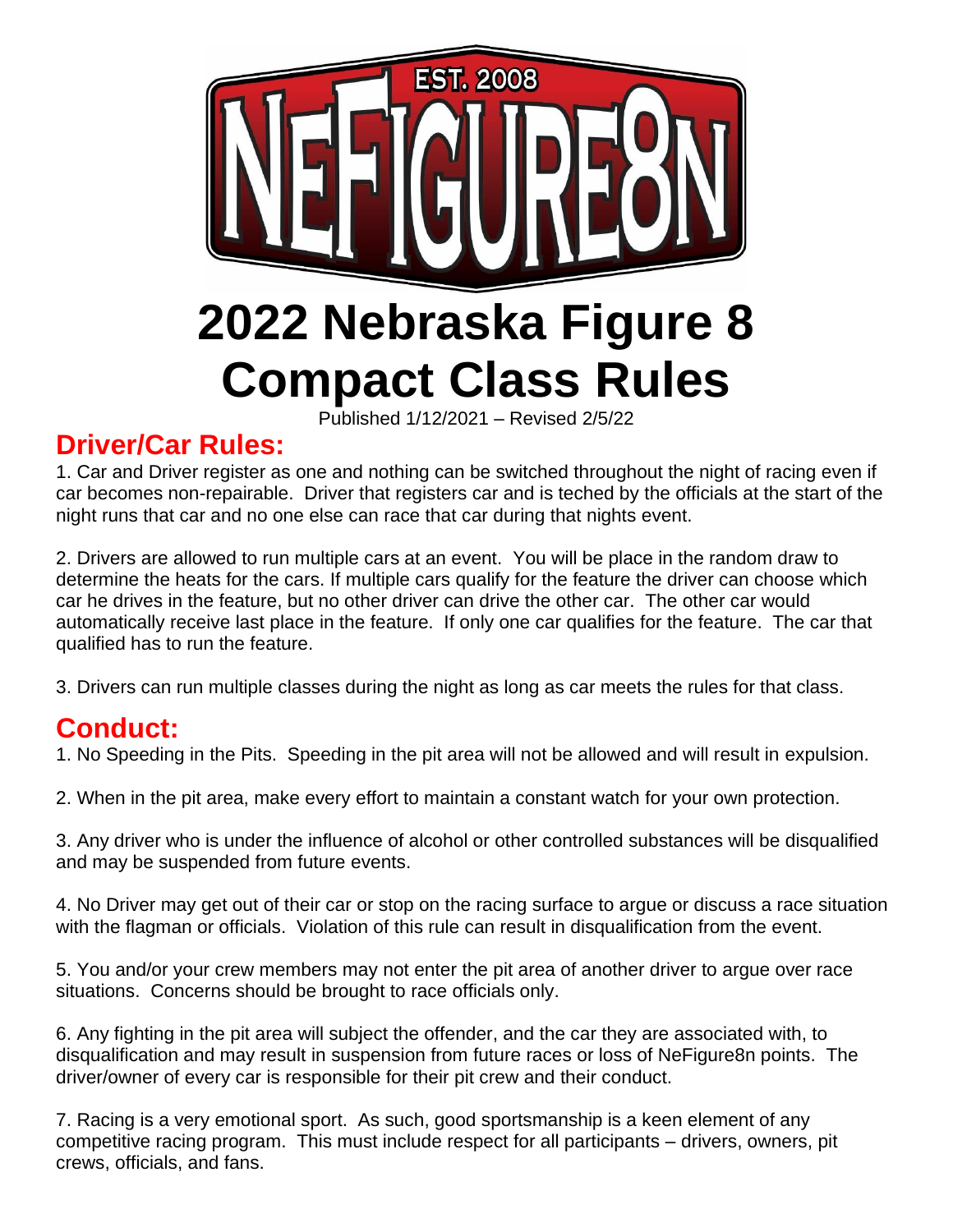# 2022 Nebraska Figure 8 Compact Class Rules

Published 1/12/2021 – Revised 2/5/22

## Driver/Car Rules:

1. Car and Driver register as one and nothing can be switched throughout the night of racing even if car becomes non-repairable. Driver that registers car and is teched by the officials at the start of the night runs that car and no one else can race that car during that nights event.

2. Drivers are allowed to run multiple cars at an event. You will be place in the random draw to determine the heats for the cars. If multiple cars qualify for the feature the driver can choose which car he drives in the feature, but no other driver can drive the other car. The other car would automatically receive last place in the feature. If only one car qualifies for the feature. The car that qualified has to run the feature.

3. Drivers can run multiple classes during the night as long as car meets the rules for that class.

## Conduct:

1. No Speeding in the Pits. Speeding in the pit area will not be allowed and will result in expulsion.

2. When in the pit area, make every effort to maintain a constant watch for your own protection.

3. Any driver who is under the influence of alcohol or other controlled substances will be disqualified and may be suspended from future events.

4. No Driver may get out of their car or stop on the racing surface to argue or discuss a race situation with the flagman or officials. Violation of this rule can result in disqualification from the event.

5. You and/or your crew members may not enter the pit area of another driver to argue over race situations. Concerns should be brought to race officials only.

6. Any fighting in the pit area will subject the offender, and the car they are associated with, to disqualification and may result in suspension from future races or loss of NeFigure8n points. The driver/owner of every car is responsible for their pit crew and their conduct.

7. Racing is a very emotional sport. As such, good sportsmanship is a keen element of any competitive racing program. This must include respect for all participants – drivers, owners, pit crews, officials, and fans.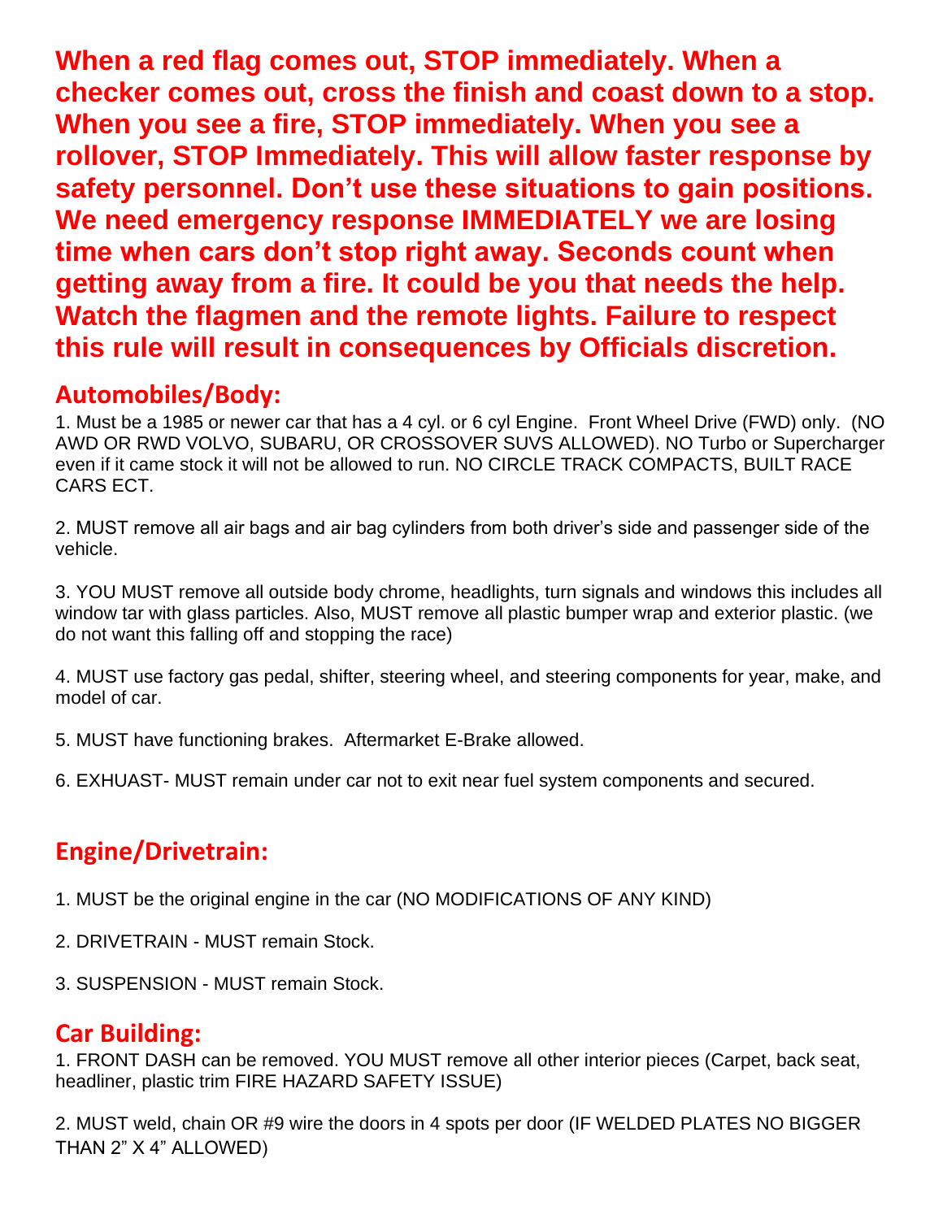**When a red flag comes out, STOP immediately. When a checker comes out, cross the finish and coast down to a stop. When you see a fire, STOP immediately. When you see a rollover, STOP Immediately. This will allow faster response by safety personnel. Don't use these situations to gain positions. We need emergency response IMMEDIATELY we are losing time when cars don't stop right away. Seconds count when getting away from a fire. It could be you that needs the help. Watch the flagmen and the remote lights. Failure to respect this rule will result in consequences by Officials discretion.**

## Automobiles/Body:

1. Must be a 1985 or newer car that has a 4 cyl. or 6 cyl Engine. Front Wheel Drive (FWD) only. (NO AWD OR RWD VOLVO, SUBARU, OR CROSSOVER SUVS ALLOWED). NO Turbo or Supercharger even if it came stock it will not be allowed to run. NO CIRCLE TRACK COMPACTS, BUILT RACE CARS ECT.

2. MUST remove all air bags and air bag cylinders from both driver's side and passenger side of the vehicle.

3. YOU MUST remove all outside body chrome, headlights, turn signals and windows this includes all window tar with glass particles. Also, MUST remove all plastic bumper wrap and exterior plastic. (we do not want this falling off and stopping the race)

4. MUST use factory gas pedal, shifter, steering wheel, and steering components for year, make, and model of car.

5. MUST have functioning brakes. Aftermarket E-Brake allowed.

6. EXHUAST- MUST remain under car not to exit near fuel system components and secured.

## Engine/Drivetrain:

1. MUST be the original engine in the car (NO MODIFICATIONS OF ANY KIND)

2. DRIVETRAIN - MUST remain Stock.

3. SUSPENSION - MUST remain Stock.

## Car Building:

1. FRONT DASH can be removed. YOU MUST remove all other interior pieces (Carpet, back seat, headliner, plastic trim FIRE HAZARD SAFETY ISSUE)

2. MUST weld, chain OR #9 wire the doors in 4 spots per door (IF WELDED PLATES NO BIGGER THAN 2" X 4" ALLOWED)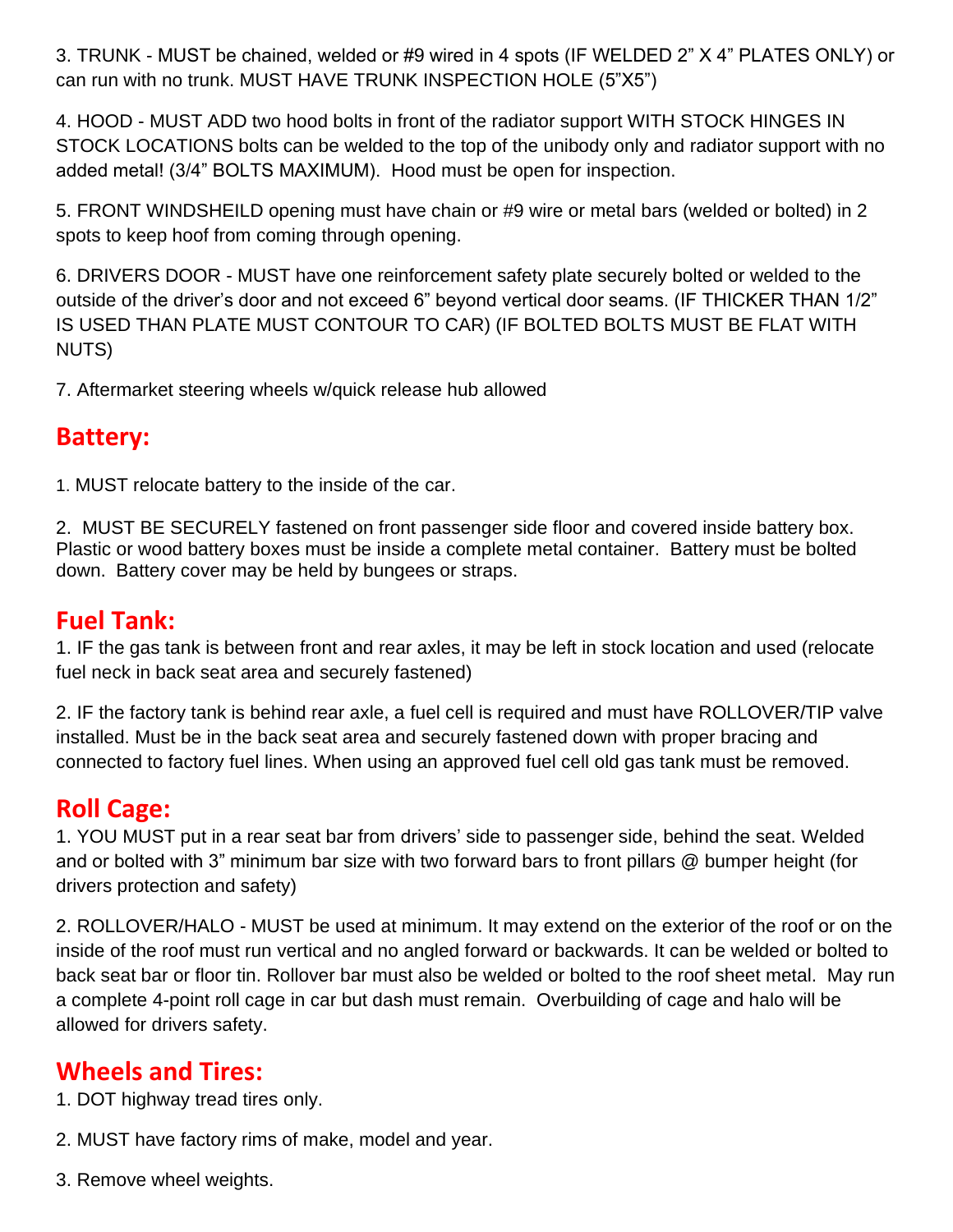3. TRUNK - MUST be chained, welded or #9 wired in 4 spots (IF WELDED 2" X 4" PLATES ONLY) or can run with no trunk. MUST HAVE TRUNK INSPECTION HOLE (5"X5")

4. HOOD - MUST ADD two hood bolts in front of the radiator support WITH STOCK HINGES IN STOCK LOCATIONS bolts can be welded to the top of the unibody only and radiator support with no added metal! (3/4" BOLTS MAXIMUM). Hood must be open for inspection.

5. FRONT WINDSHEILD opening must have chain or #9 wire or metal bars (welded or bolted) in 2 spots to keep hoof from coming through opening.

6. DRIVERS DOOR - MUST have one reinforcement safety plate securely bolted or welded to the outside of the driver's door and not exceed 6" beyond vertical door seams. (IF THICKER THAN 1/2" IS USED THAN PLATE MUST CONTOUR TO CAR) (IF BOLTED BOLTS MUST BE FLAT WITH NUTS)

7. Aftermarket steering wheels w/quick release hub allowed

## Battery:

1. MUST relocate battery to the inside of the car.

2. MUST BE SECURELY fastened on front passenger side floor and covered inside battery box. Plastic or wood battery boxes must be inside a complete metal container. Battery must be bolted down. Battery cover may be held by bungees or straps.

## Fuel Tank:

1. IF the gas tank is between front and rear axles, it may be left in stock location and used (relocate fuel neck in back seat area and securely fastened)

2. IF the factory tank is behind rear axle, a fuel cell is required and must have ROLLOVER/TIP valve installed. Must be in the back seat area and securely fastened down with proper bracing and connected to factory fuel lines. When using an approved fuel cell old gas tank must be removed.

## Roll Cage:

1. YOU MUST put in a rear seat bar from drivers' side to passenger side, behind the seat. Welded and or bolted with 3" minimum bar size with two forward bars to front pillars @ bumper height (for drivers protection and safety)

2. ROLLOVER/HALO - MUST be used at minimum. It may extend on the exterior of the roof or on the inside of the roof must run vertical and no angled forward or backwards. It can be welded or bolted to back seat bar or floor tin. Rollover bar must also be welded or bolted to the roof sheet metal. May run a complete 4-point roll cage in car but dash must remain. Overbuilding of cage and halo will be allowed for drivers safety.

## Wheels and Tires:

1. DOT highway tread tires only.

2. MUST have factory rims of make, model and year.

3. Remove wheel weights.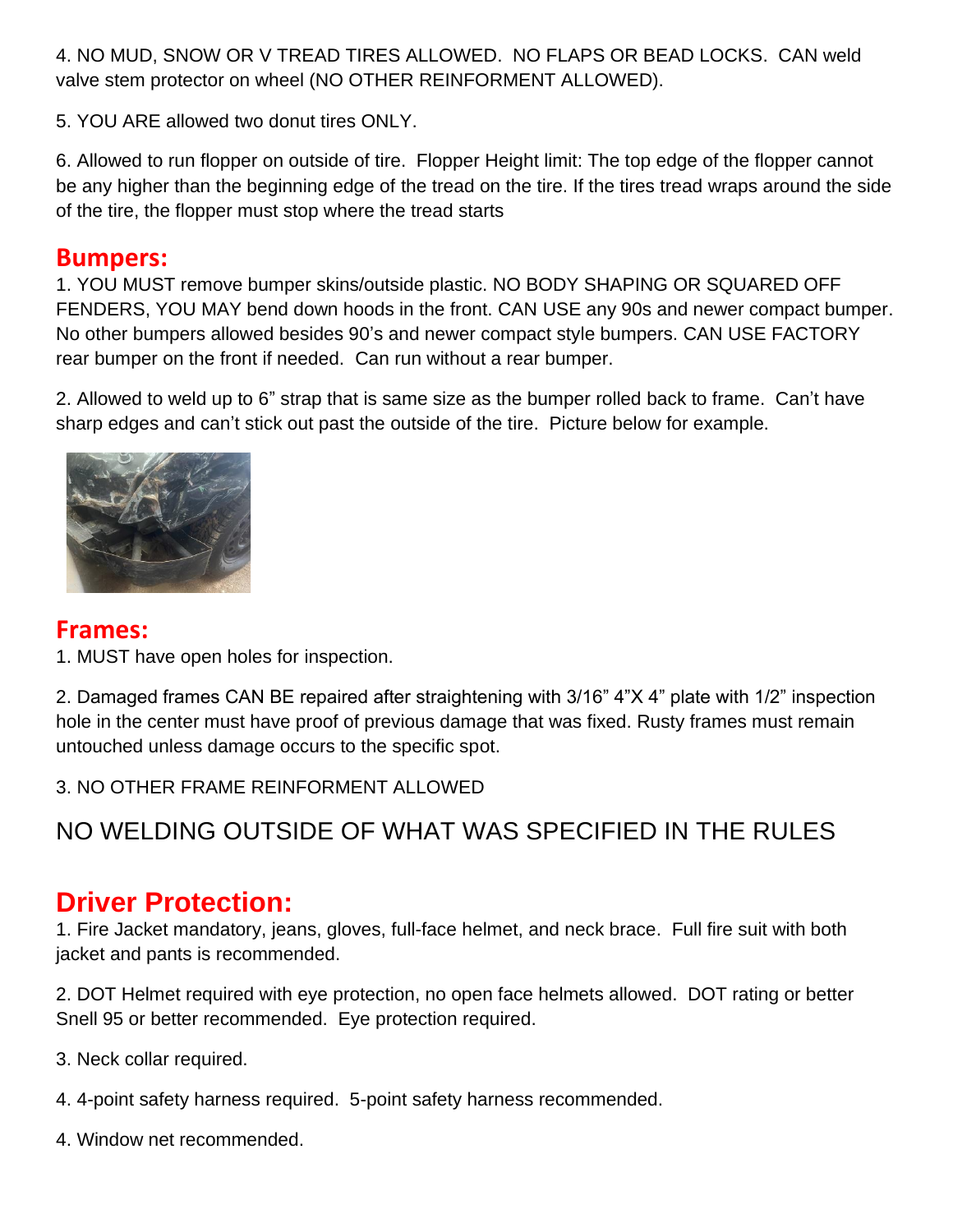4. NO MUD, SNOW OR V TREAD TIRES ALLOWED. NO FLAPS OR BEAD LOCKS. CAN weld valve stem protector on wheel (NO OTHER REINFORMENT ALLOWED).

5. YOU ARE allowed two donut tires ONLY.

6. Allowed to run flopper on outside of tire. Flopper Height limit: The top edge of the flopper cannot be any higher than the beginning edge of the tread on the tire. If the tires tread wraps around the side of the tire, the flopper must stop where the tread starts

## Bumpers:

1. YOU MUST remove bumper skins/outside plastic. NO BODY SHAPING OR SQUARED OFF FENDERS, YOU MAY bend down hoods in the front. CAN USE any 90s and newer compact bumper. No other bumpers allowed besides 90's and newer compact style bumpers. CAN USE FACTORY rear bumper on the front if needed. Can run without a rear bumper.

2. Allowed to weld up to 6" strap that is same size as the bumper rolled back to frame. Can't have sharp edges and can't stick out past the outside of the tire. Picture below for example.

## Frames:

1. MUST have open holes for inspection.

2. Damaged frames CAN BE repaired after straightening with 3/16" 4"X 4" plate with 1/2" inspection hole in the center must have proof of previous damage that was fixed. Rusty frames must remain untouched unless damage occurs to the specific spot.

3. NO OTHER FRAME REINFORMENT ALLOWED

NO WELDING OUTSIDE OF WHAT WAS SPECIFIED IN THE RULES

## Driver Protection:

1. Fire Jacket mandatory, jeans, gloves, full-face helmet, and neck brace. Full fire suit with both jacket and pants is recommended.

2. DOT Helmet required with eye protection, no open face helmets allowed. DOT rating or better Snell 95 or better recommended. Eye protection required.

3. Neck collar required.

4. 4-point safety harness required. 5-point safety harness recommended.

4. Window net recommended.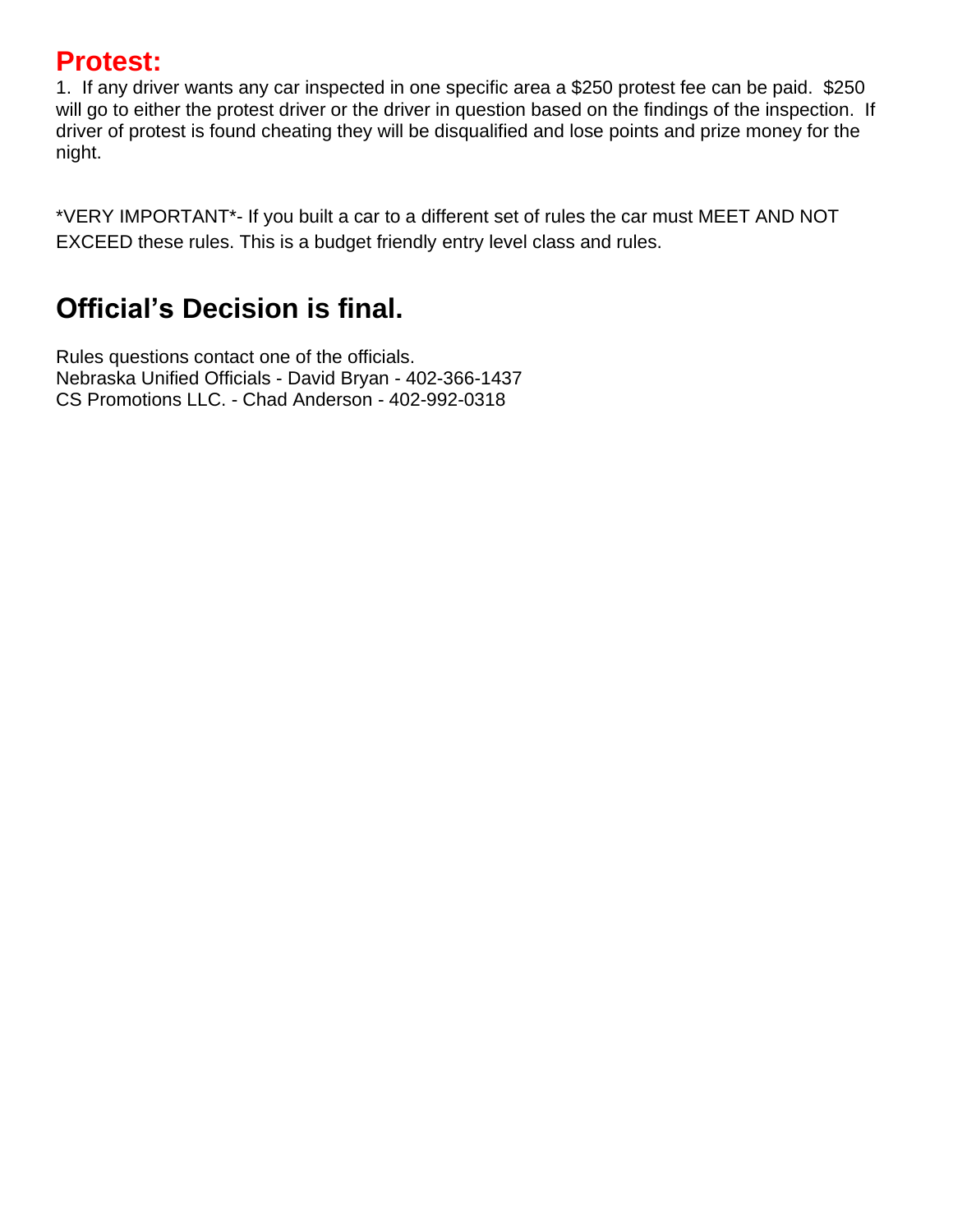## Protest:

1. If any driver wants any car inspected in one specific area a $250 protest fee can be paid. $250 will go to either the protest driver or the driver in question based on the findings of the inspection. If driver of protest is found cheating they will be disqualified and lose points and prize money for the night.

*VERY IMPORTANT*- If you built a car to a different set of rules the car must MEET AND NOT EXCEED these rules. This is a budget friendly entry level class and rules.

## Official's Decision is final.

Rules questions contact one of the officials.
Nebraska Unified Officials - David Bryan - 402-366-1437
CS Promotions LLC. - Chad Anderson - 402-992-0318